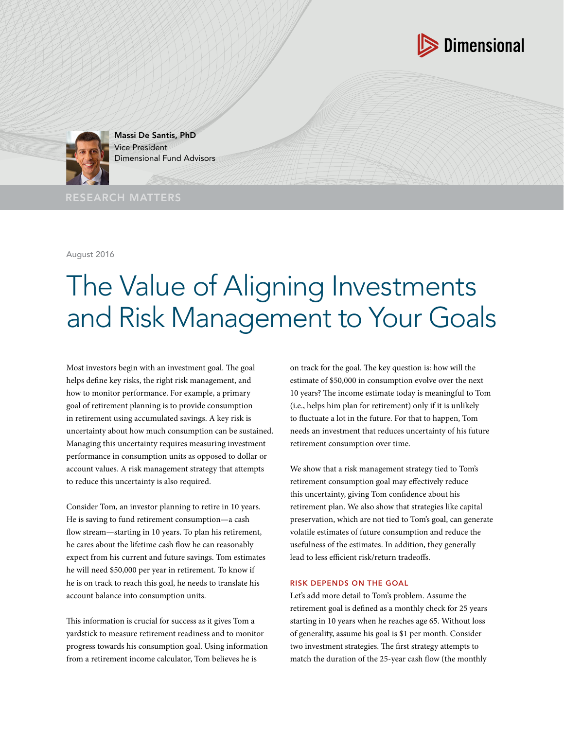Massi De Santis, PhD
Vice President
Dimensional Fund Advisors

RESEARCH MATTERS

August 2016

# The Value of Aligning Investments and Risk Management to Your Goals

Most investors begin with an investment goal. The goal helps define key risks, the right risk management, and how to monitor performance. For example, a primary goal of retirement planning is to provide consumption in retirement using accumulated savings. A key risk is uncertainty about how much consumption can be sustained. Managing this uncertainty requires measuring investment performance in consumption units as opposed to dollar or account values. A risk management strategy that attempts to reduce this uncertainty is also required.

Consider Tom, an investor planning to retire in 10 years. He is saving to fund retirement consumption—a cash flow stream—starting in 10 years. To plan his retirement, he cares about the lifetime cash flow he can reasonably expect from his current and future savings. Tom estimates he will need $50,000 per year in retirement. To know if he is on track to reach this goal, he needs to translate his account balance into consumption units.

This information is crucial for success as it gives Tom a yardstick to measure retirement readiness and to monitor progress towards his consumption goal. Using information from a retirement income calculator, Tom believes he is on track for the goal. The key question is: how will the estimate of $50,000 in consumption evolve over the next 10 years? The income estimate today is meaningful to Tom (i.e., helps him plan for retirement) only if it is unlikely to fluctuate a lot in the future. For that to happen, Tom needs an investment that reduces uncertainty of his future retirement consumption over time.

We show that a risk management strategy tied to Tom's retirement consumption goal may effectively reduce this uncertainty, giving Tom confidence about his retirement plan. We also show that strategies like capital preservation, which are not tied to Tom's goal, can generate volatile estimates of future consumption and reduce the usefulness of the estimates. In addition, they generally lead to less efficient risk/return tradeoffs.

## RISK DEPENDS ON THE GOAL

Let's add more detail to Tom's problem. Assume the retirement goal is defined as a monthly check for 25 years starting in 10 years when he reaches age 65. Without loss of generality, assume his goal is $1 per month. Consider two investment strategies. The first strategy attempts to match the duration of the 25-year cash flow (the monthly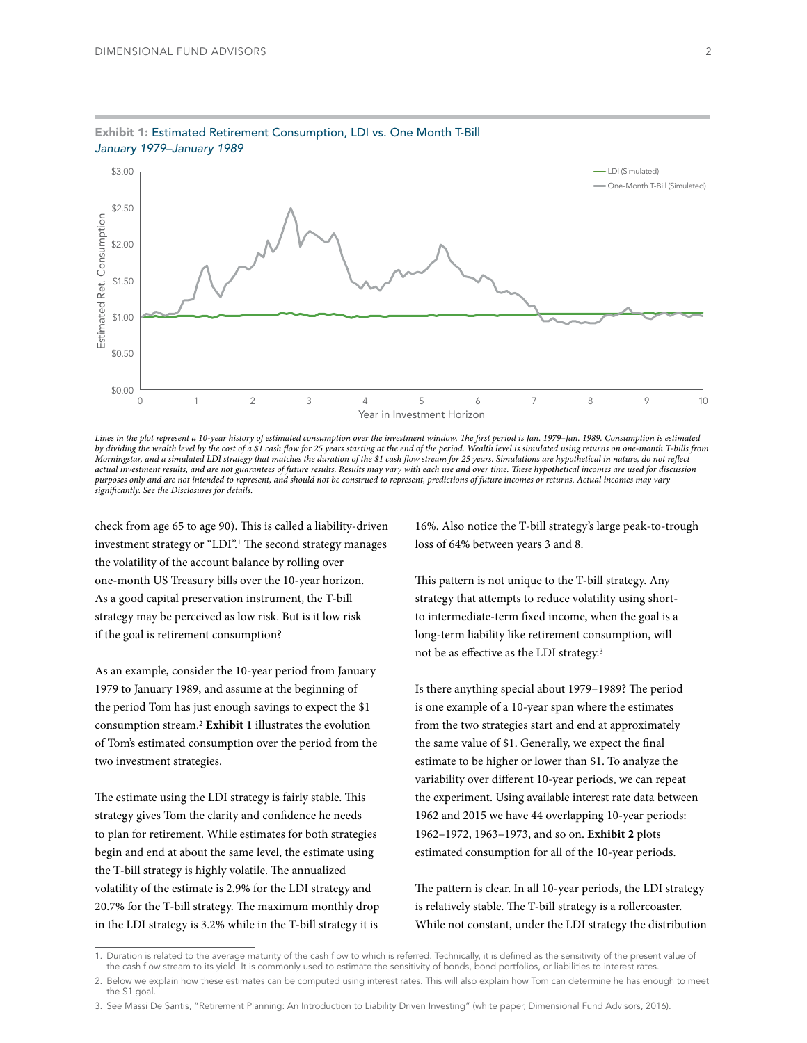**Exhibit 1:** Estimated Retirement Consumption, LDI vs. One Month T-Bill
*January 1979–January 1989*

*Lines in the plot represent a 10-year history of estimated consumption over the investment window. The first period is Jan. 1979–Jan. 1989. Consumption is estimated by dividing the wealth level by the cost of a $1 cash flow for 25 years starting at the end of the period. Wealth level is simulated using returns on one-month T-bills from Morningstar, and a simulated LDI strategy that matches the duration of the $1 cash flow stream for 25 years. Simulations are hypothetical in nature, do not reflect actual investment results, and are not guarantees of future results. Results may vary with each use and over time. These hypothetical incomes are used for discussion purposes only and are not intended to represent, and should not be construed to represent, predictions of future incomes or returns. Actual incomes may vary significantly. See the Disclosures for details.*

check from age 65 to age 90). This is called a liability-driven investment strategy or "LDI".[1] The second strategy manages the volatility of the account balance by rolling over one-month US Treasury bills over the 10-year horizon. As a good capital preservation instrument, the T-bill strategy may be perceived as low risk. But is it low risk if the goal is retirement consumption?

As an example, consider the 10-year period from January 1979 to January 1989, and assume at the beginning of the period Tom has just enough savings to expect the $1 consumption stream.[2] **Exhibit 1** illustrates the evolution of Tom's estimated consumption over the period from the two investment strategies.

The estimate using the LDI strategy is fairly stable. This strategy gives Tom the clarity and confidence he needs to plan for retirement. While estimates for both strategies begin and end at about the same level, the estimate using the T-bill strategy is highly volatile. The annualized volatility of the estimate is 2.9% for the LDI strategy and 20.7% for the T-bill strategy. The maximum monthly drop in the LDI strategy is 3.2% while in the T-bill strategy it is 16%. Also notice the T-bill strategy's large peak-to-trough loss of 64% between years 3 and 8.

This pattern is not unique to the T-bill strategy. Any strategy that attempts to reduce volatility using short- to intermediate-term fixed income, when the goal is a long-term liability like retirement consumption, will not be as effective as the LDI strategy.[3]

Is there anything special about 1979–1989? The period is one example of a 10-year span where the estimates from the two strategies start and end at approximately the same value of $1. Generally, we expect the final estimate to be higher or lower than $1. To analyze the variability over different 10-year periods, we can repeat the experiment. Using available interest rate data between 1962 and 2015 we have 44 overlapping 10-year periods: 1962–1972, 1963–1973, and so on. **Exhibit 2** plots estimated consumption for all of the 10-year periods.

The pattern is clear. In all 10-year periods, the LDI strategy is relatively stable. The T-bill strategy is a rollercoaster. While not constant, under the LDI strategy the distribution

1. Duration is related to the average maturity of the cash flow to which is referred. Technically, it is defined as the sensitivity of the present value of the cash flow stream to its yield. It is commonly used to estimate the sensitivity of bonds, bond portfolios, or liabilities to interest rates.
2. Below we explain how these estimates can be computed using interest rates. This will also explain how Tom can determine he has enough to meet the $1 goal.
3. See Massi De Santis, "Retirement Planning: An Introduction to Liability Driven Investing" (white paper, Dimensional Fund Advisors, 2016).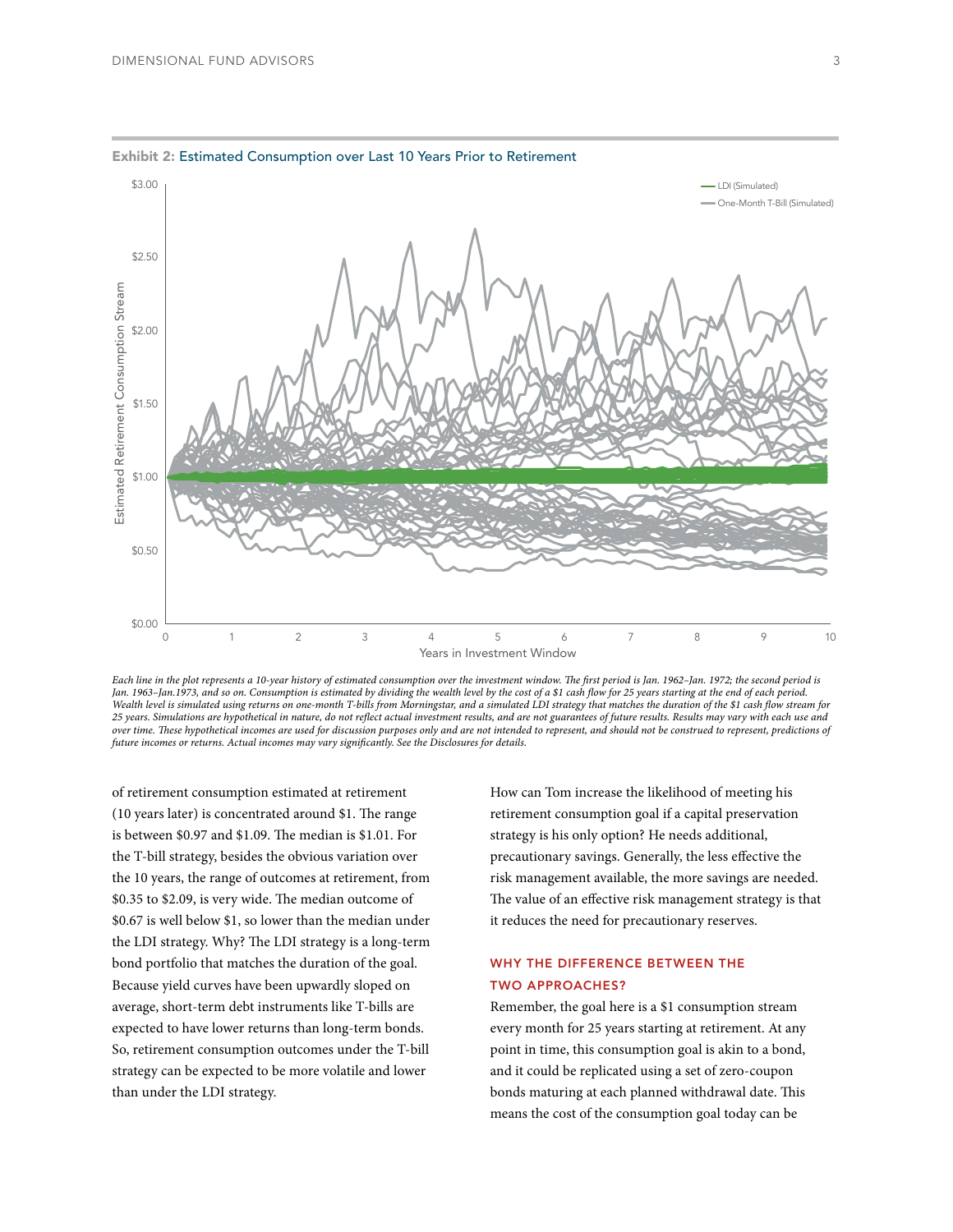**Exhibit 2:** Estimated Consumption over Last 10 Years Prior to Retirement

*Each line in the plot represents a 10-year history of estimated consumption over the investment window. The first period is Jan. 1962–Jan. 1972; the second period is Jan. 1963–Jan.1973, and so on. Consumption is estimated by dividing the wealth level by the cost of a $1 cash flow for 25 years starting at the end of each period. Wealth level is simulated using returns on one-month T-bills from Morningstar, and a simulated LDI strategy that matches the duration of the $1 cash flow stream for 25 years. Simulations are hypothetical in nature, do not reflect actual investment results, and are not guarantees of future results. Results may vary with each use and over time. These hypothetical incomes are used for discussion purposes only and are not intended to represent, and should not be construed to represent, predictions of future incomes or returns. Actual incomes may vary significantly. See the Disclosures for details.*

of retirement consumption estimated at retirement (10 years later) is concentrated around $1. The range is between $0.97 and $1.09. The median is $1.01. For the T-bill strategy, besides the obvious variation over the 10 years, the range of outcomes at retirement, from $0.35 to $2.09, is very wide. The median outcome of $0.67 is well below $1, so lower than the median under the LDI strategy. Why? The LDI strategy is a long-term bond portfolio that matches the duration of the goal. Because yield curves have been upwardly sloped on average, short-term debt instruments like T-bills are expected to have lower returns than long-term bonds. So, retirement consumption outcomes under the T-bill strategy can be expected to be more volatile and lower than under the LDI strategy.

How can Tom increase the likelihood of meeting his retirement consumption goal if a capital preservation strategy is his only option? He needs additional, precautionary savings. Generally, the less effective the risk management available, the more savings are needed. The value of an effective risk management strategy is that it reduces the need for precautionary reserves.

## WHY THE DIFFERENCE BETWEEN THE TWO APPROACHES?

Remember, the goal here is a $1 consumption stream every month for 25 years starting at retirement. At any point in time, this consumption goal is akin to a bond, and it could be replicated using a set of zero-coupon bonds maturing at each planned withdrawal date. This means the cost of the consumption goal today can be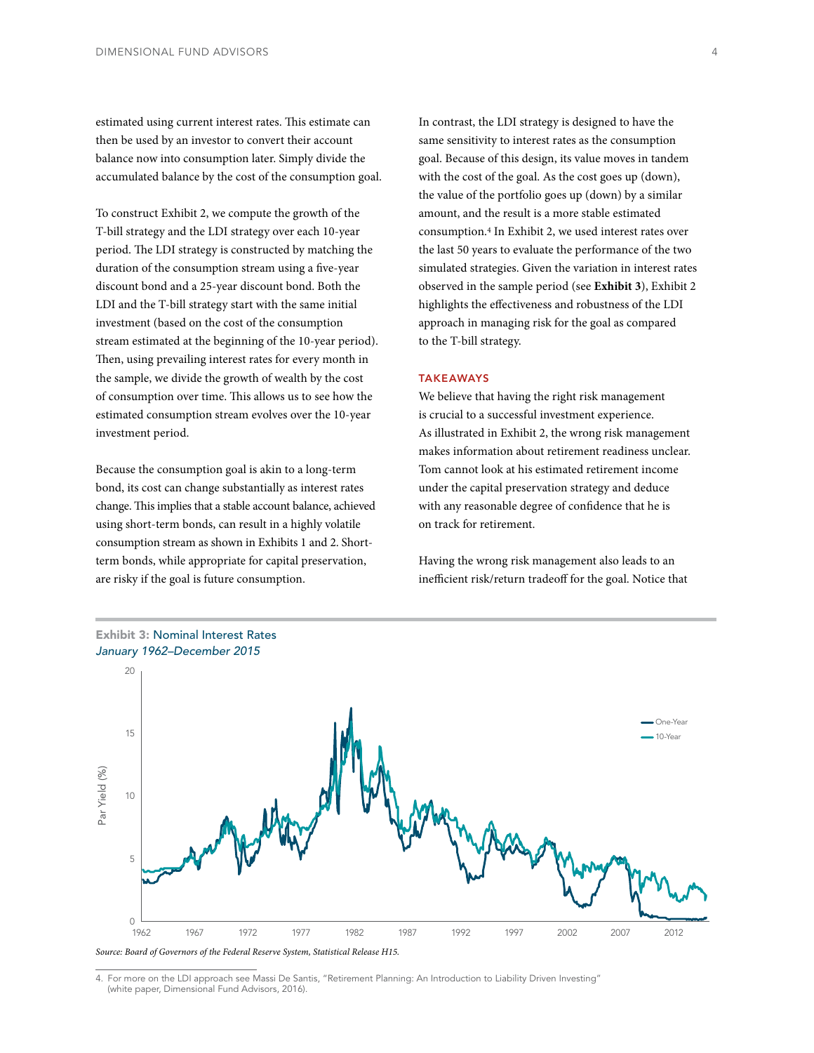estimated using current interest rates. This estimate can then be used by an investor to convert their account balance now into consumption later. Simply divide the accumulated balance by the cost of the consumption goal.

To construct Exhibit 2, we compute the growth of the T-bill strategy and the LDI strategy over each 10-year period. The LDI strategy is constructed by matching the duration of the consumption stream using a five-year discount bond and a 25-year discount bond. Both the LDI and the T-bill strategy start with the same initial investment (based on the cost of the consumption stream estimated at the beginning of the 10-year period). Then, using prevailing interest rates for every month in the sample, we divide the growth of wealth by the cost of consumption over time. This allows us to see how the estimated consumption stream evolves over the 10-year investment period.

Because the consumption goal is akin to a long-term bond, its cost can change substantially as interest rates change. This implies that a stable account balance, achieved using short-term bonds, can result in a highly volatile consumption stream as shown in Exhibits 1 and 2. Short-term bonds, while appropriate for capital preservation, are risky if the goal is future consumption.

In contrast, the LDI strategy is designed to have the same sensitivity to interest rates as the consumption goal. Because of this design, its value moves in tandem with the cost of the goal. As the cost goes up (down), the value of the portfolio goes up (down) by a similar amount, and the result is a more stable estimated consumption.[4] In Exhibit 2, we used interest rates over the last 50 years to evaluate the performance of the two simulated strategies. Given the variation in interest rates observed in the sample period (see **Exhibit 3**), Exhibit 2 highlights the effectiveness and robustness of the LDI approach in managing risk for the goal as compared to the T-bill strategy.

## TAKEAWAYS

We believe that having the right risk management is crucial to a successful investment experience. As illustrated in Exhibit 2, the wrong risk management makes information about retirement readiness unclear. Tom cannot look at his estimated retirement income under the capital preservation strategy and deduce with any reasonable degree of confidence that he is on track for retirement.

Having the wrong risk management also leads to an inefficient risk/return tradeoff for the goal. Notice that

**Exhibit 3:** Nominal Interest Rates
*January 1962–December 2015*

*Source: Board of Governors of the Federal Reserve System, Statistical Release H15.*

4. For more on the LDI approach see Massi De Santis, "Retirement Planning: An Introduction to Liability Driven Investing" (white paper, Dimensional Fund Advisors, 2016).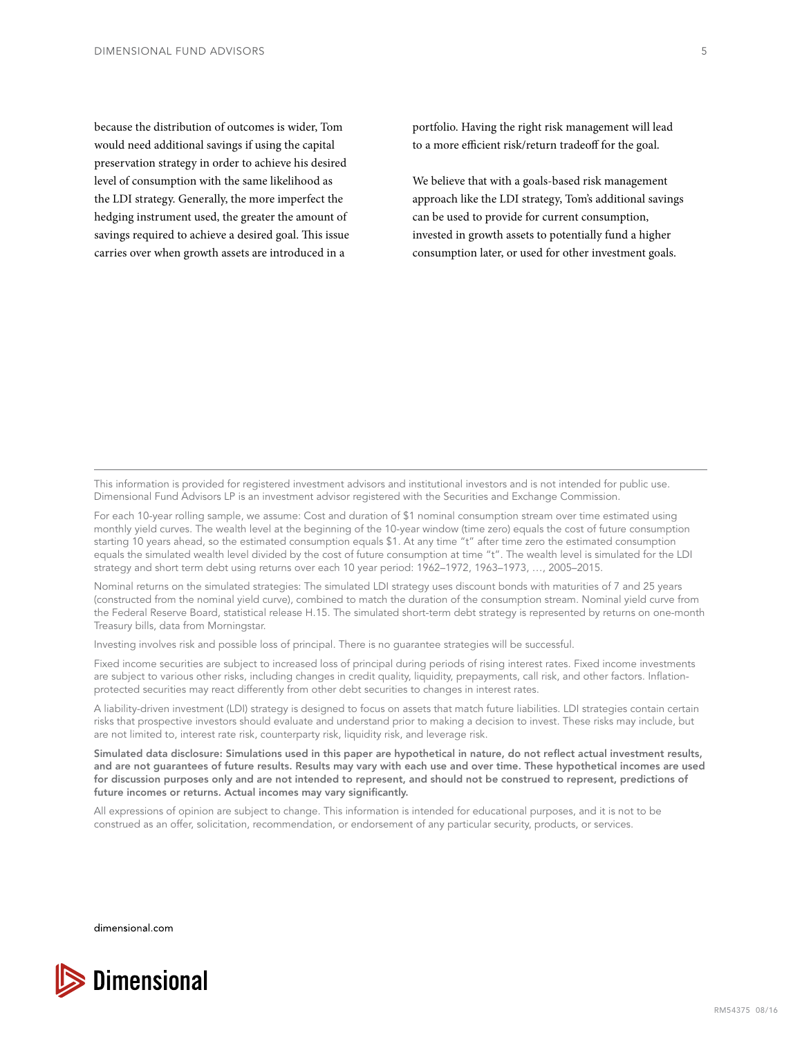because the distribution of outcomes is wider, Tom would need additional savings if using the capital preservation strategy in order to achieve his desired level of consumption with the same likelihood as the LDI strategy. Generally, the more imperfect the hedging instrument used, the greater the amount of savings required to achieve a desired goal. This issue carries over when growth assets are introduced in a portfolio. Having the right risk management will lead to a more efficient risk/return tradeoff for the goal.

We believe that with a goals-based risk management approach like the LDI strategy, Tom's additional savings can be used to provide for current consumption, invested in growth assets to potentially fund a higher consumption later, or used for other investment goals.

---

This information is provided for registered investment advisors and institutional investors and is not intended for public use. Dimensional Fund Advisors LP is an investment advisor registered with the Securities and Exchange Commission.

For each 10-year rolling sample, we assume: Cost and duration of $1 nominal consumption stream over time estimated using monthly yield curves. The wealth level at the beginning of the 10-year window (time zero) equals the cost of future consumption starting 10 years ahead, so the estimated consumption equals $1. At any time "t" after time zero the estimated consumption equals the simulated wealth level divided by the cost of future consumption at time "t". The wealth level is simulated for the LDI strategy and short term debt using returns over each 10 year period: 1962–1972, 1963–1973, …, 2005–2015.

Nominal returns on the simulated strategies: The simulated LDI strategy uses discount bonds with maturities of 7 and 25 years (constructed from the nominal yield curve), combined to match the duration of the consumption stream. Nominal yield curve from the Federal Reserve Board, statistical release H.15. The simulated short-term debt strategy is represented by returns on one-month Treasury bills, data from Morningstar.

Investing involves risk and possible loss of principal. There is no guarantee strategies will be successful.

Fixed income securities are subject to increased loss of principal during periods of rising interest rates. Fixed income investments are subject to various other risks, including changes in credit quality, liquidity, prepayments, call risk, and other factors. Inflation-protected securities may react differently from other debt securities to changes in interest rates.

A liability-driven investment (LDI) strategy is designed to focus on assets that match future liabilities. LDI strategies contain certain risks that prospective investors should evaluate and understand prior to making a decision to invest. These risks may include, but are not limited to, interest rate risk, counterparty risk, liquidity risk, and leverage risk.

**Simulated data disclosure: Simulations used in this paper are hypothetical in nature, do not reflect actual investment results, and are not guarantees of future results. Results may vary with each use and over time. These hypothetical incomes are used for discussion purposes only and are not intended to represent, and should not be construed to represent, predictions of future incomes or returns. Actual incomes may vary significantly.**

All expressions of opinion are subject to change. This information is intended for educational purposes, and it is not to be construed as an offer, solicitation, recommendation, or endorsement of any particular security, products, or services.

dimensional.com

Dimensional

RM54375 08/16